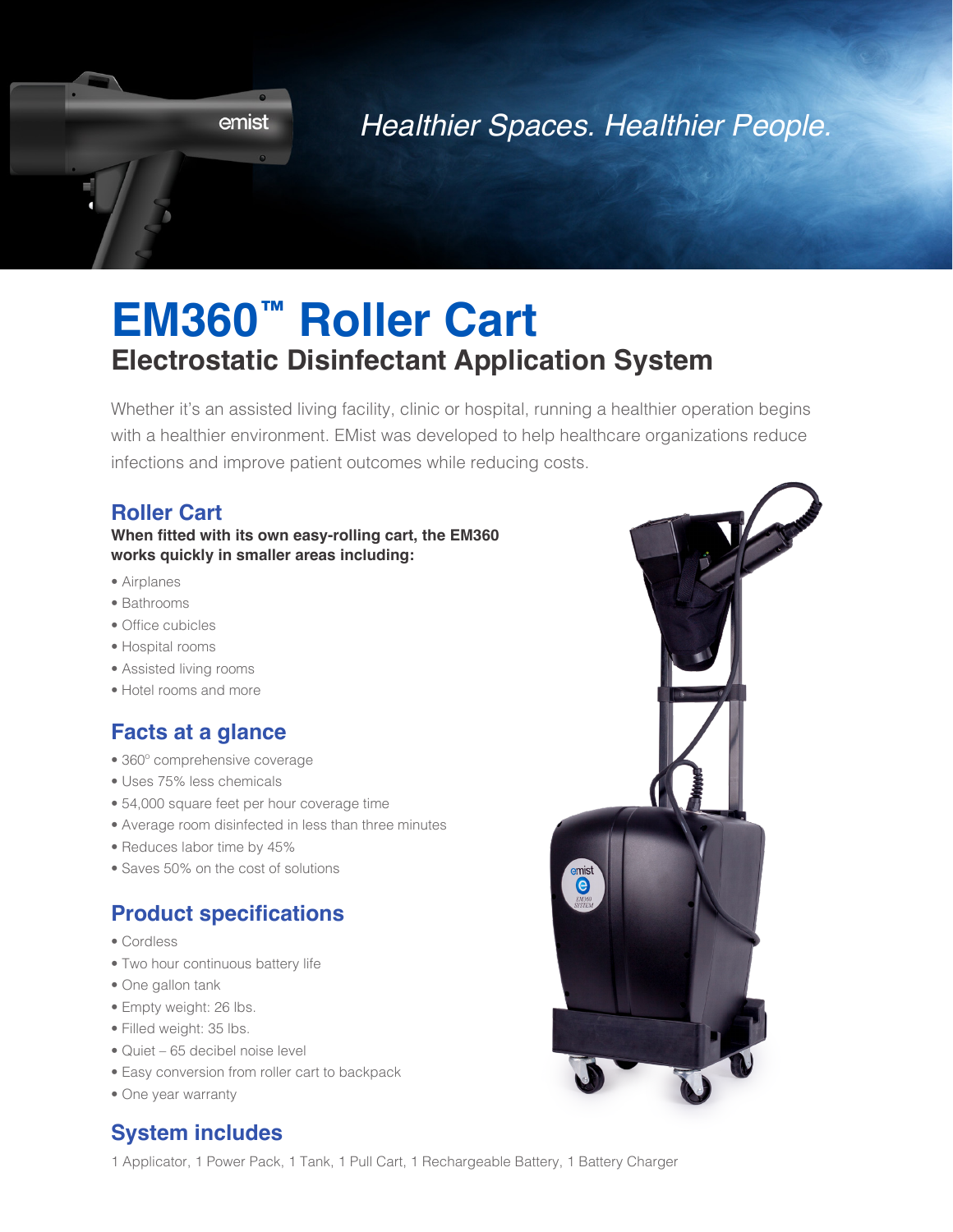*Healthier Spaces. Healthier People.*

# EM360™ Roller Cart

## Electrostatic Disinfectant Application System

Whether it's an assisted living facility, clinic or hospital, running a healthier operation begins with a healthier environment. EMist was developed to help healthcare organizations reduce infections and improve patient outcomes while reducing costs.

### Roller Cart

**When fitted with its own easy-rolling cart, the EM360 works quickly in smaller areas including:**

- Airplanes
- Bathrooms
- Office cubicles
- Hospital rooms
- Assisted living rooms
- Hotel rooms and more

### Facts at a glance

- 360° comprehensive coverage
- Uses 75% less chemicals
- 54,000 square feet per hour coverage time
- Average room disinfected in less than three minutes
- Reduces labor time by 45%
- Saves 50% on the cost of solutions

### Product specifications

- Cordless
- Two hour continuous battery life
- One gallon tank
- Empty weight: 26 lbs.
- Filled weight: 35 lbs.
- Quiet – 65 decibel noise level
- Easy conversion from roller cart to backpack
- One year warranty

### System includes

1 Applicator, 1 Power Pack, 1 Tank, 1 Pull Cart, 1 Rechargeable Battery, 1 Battery Charger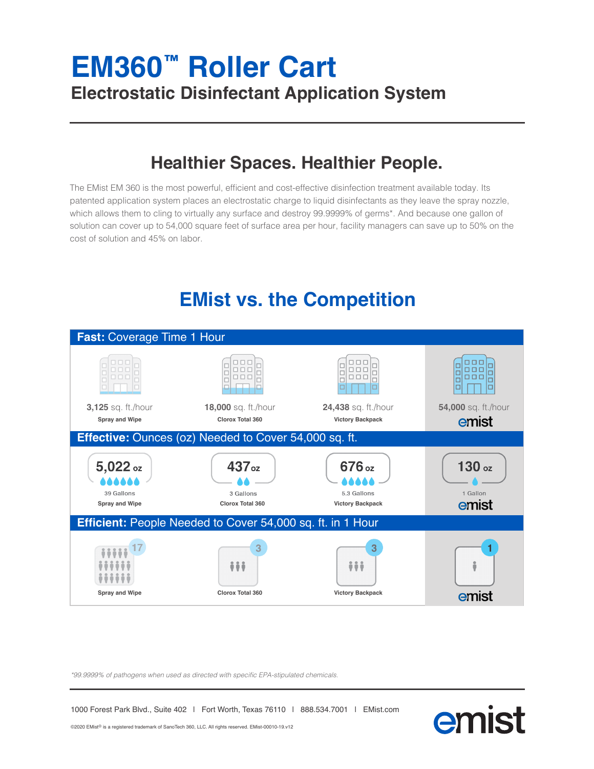# EM360™ Roller Cart

## Electrostatic Disinfectant Application System

## Healthier Spaces. Healthier People.

The EMist EM 360 is the most powerful, efficient and cost-effective disinfection treatment available today. Its patented application system places an electrostatic charge to liquid disinfectants as they leave the spray nozzle, which allows them to cling to virtually any surface and destroy 99.9999% of germs*. And because one gallon of solution can cover up to 54,000 square feet of surface area per hour, facility managers can save up to 50% on the cost of solution and 45% on labor.

## EMist vs. the Competition

| | Spray and Wipe | Clorox Total 360 | Victory Backpack | emist |
|---|---|---|---|---|
| **Fast:** Coverage Time 1 Hour | 3,125 sq. ft./hour | 18,000 sq. ft./hour | 24,438 sq. ft./hour | 54,000 sq. ft./hour |
| **Effective:** Ounces (oz) Needed to Cover 54,000 sq. ft. | 5,022 oz (39 Gallons) | 437 oz (3 Gallons) | 676 oz (5.3 Gallons) | 130 oz (1 Gallon) |
| **Efficient:** People Needed to Cover 54,000 sq. ft. in 1 Hour | 17 | 3 | 3 | 1 |

*99.9999% of pathogens when used as directed with specific EPA-stipulated chemicals.

1000 Forest Park Blvd., Suite 402 | Fort Worth, Texas 76110 | 888.534.7001 | EMist.com

©2020 EMist® is a registered trademark of SanoTech 360, LLC. All rights reserved. EMist-00010-19.v12

emist